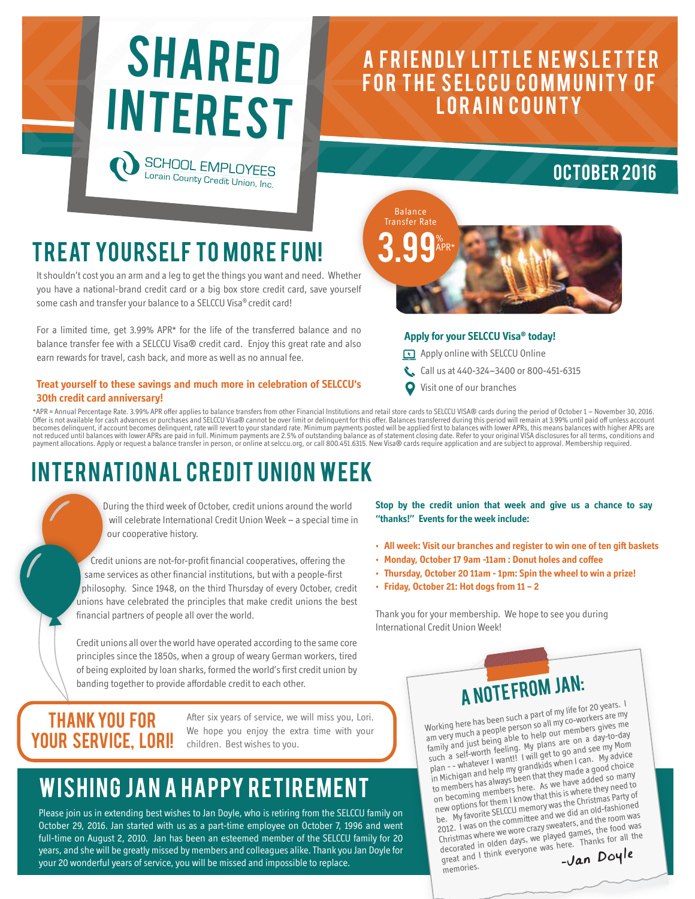# SHARED INTEREST

SCHOOL EMPLOYEES
Lorain County Credit Union, Inc.

## A FRIENDLY LITTLE NEWSLETTER FOR THE SELCCU COMMUNITY OF LORAIN COUNTY

**OCTOBER 2016**

## TREAT YOURSELF TO MORE FUN!

Balance Transfer Rate **3.99% APR***

It shouldn't cost you an arm and a leg to get the things you want and need. Whether you have a national-brand credit card or a big box store credit card, save yourself some cash and transfer your balance to a SELCCU Visa® credit card!

For a limited time, get 3.99% APR* for the life of the transferred balance and no balance transfer fee with a SELCCU Visa® credit card. Enjoy this great rate and also earn rewards for travel, cash back, and more as well as no annual fee.

**Treat yourself to these savings and much more in celebration of SELCCU's 30th credit card anniversary!**

**Apply for your SELCCU Visa® today!**

- Apply online with SELCCU Online
- Call us at 440-324–3400 or 800-451-6315
- Visit one of our branches

*APR = Annual Percentage Rate. 3.99% APR offer applies to balance transfers from other Financial Institutions and retail store cards to SELCCU VISA® cards during the period of October 1 – November 30, 2016. Offer is not available for cash advances or purchases and SELCCU Visa® cannot be over limit or delinquent for this offer. Balances transferred during this period will remain at 3.99% until paid off unless account becomes delinquent, if account becomes delinquent, rate will revert to your standard rate. Minimum payments posted will be applied first to balances with lower APRs, this means balances with higher APRs are not reduced until balances with lower APRs are paid in full. Minimum payments are 2.5% of outstanding balance as of statement closing date. Refer to your original VISA disclosures for all terms, conditions and payment allocations. Apply or request a balance transfer in person, or online at selccu.org, or call 800.451.6315. New Visa® cards require application and are subject to approval. Membership required.

## INTERNATIONAL CREDIT UNION WEEK

During the third week of October, credit unions around the world will celebrate International Credit Union Week – a special time in our cooperative history.

Credit unions are not-for-profit financial cooperatives, offering the same services as other financial institutions, but with a people-first philosophy. Since 1948, on the third Thursday of every October, credit unions have celebrated the principles that make credit unions the best financial partners of people all over the world.

Credit unions all over the world have operated according to the same core principles since the 1850s, when a group of weary German workers, tired of being exploited by loan sharks, formed the world's first credit union by banding together to provide affordable credit to each other.

**Stop by the credit union that week and give us a chance to say "thanks!" Events for the week include:**

- **All week: Visit our branches and register to win one of ten gift baskets**
- **Monday, October 17 9am -11am : Donut holes and coffee**
- **Thursday, October 20 11am - 1pm: Spin the wheel to win a prize!**
- **Friday, October 21: Hot dogs from 11 – 2**

Thank you for your membership. We hope to see you during International Credit Union Week!

## THANK YOU FOR YOUR SERVICE, LORI!

After six years of service, we will miss you, Lori. We hope you enjoy the extra time with your children. Best wishes to you.

## WISHING JAN A HAPPY RETIREMENT

Please join us in extending best wishes to Jan Doyle, who is retiring from the SELCCU family on October 29, 2016. Jan started with us as a part-time employee on October 7, 1996 and went full-time on August 2, 2010. Jan has been an esteemed member of the SELCCU family for 20 years, and she will be greatly missed by members and colleagues alike. Thank you Jan Doyle for your 20 wonderful years of service, you will be missed and impossible to replace.

## A NOTE FROM JAN:

Working here has been such a part of my life for 20 years. I am very much a people person so all my co-workers are my family and just being able to help our members gives me such a self-worth feeling. My plans are on a day-to-day plan - - whatever I want!! I will get to go and see my Mom in Michigan and help my grandkids when I can. My advice to members has always been that they made a good choice on becoming members here. As we have added so many new options for them I know that this is where they need to be. My favorite SELCCU memory was the Christmas Party of 2012. I was on the committee and we did an old-fashioned Christmas where we wore crazy sweaters, and the room was decorated in olden days, we played games, the food was great and I think everyone was here. Thanks for all the memories.

-Jan Doyle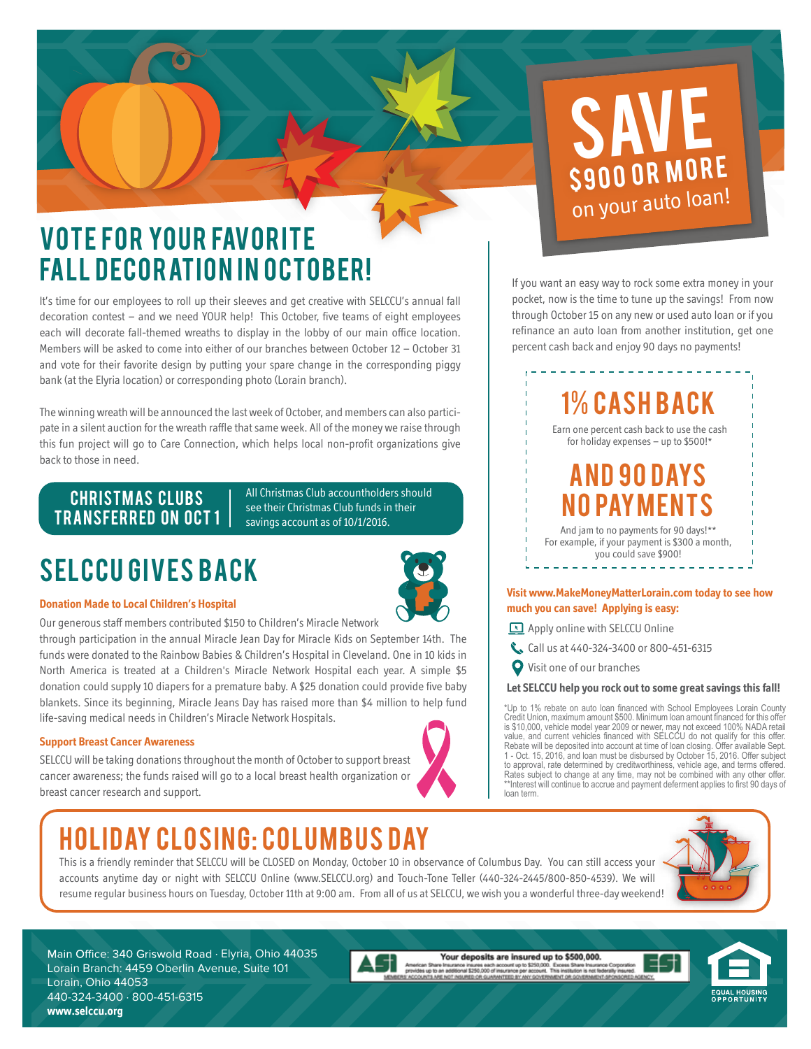# VOTE FOR YOUR FAVORITE FALL DECORATION IN OCTOBER!

It's time for our employees to roll up their sleeves and get creative with SELCCU's annual fall decoration contest – and we need YOUR help! This October, five teams of eight employees each will decorate fall-themed wreaths to display in the lobby of our main office location. Members will be asked to come into either of our branches between October 12 – October 31 and vote for their favorite design by putting your spare change in the corresponding piggy bank (at the Elyria location) or corresponding photo (Lorain branch).

The winning wreath will be announced the last week of October, and members can also participate in a silent auction for the wreath raffle that same week. All of the money we raise through this fun project will go to Care Connection, which helps local non-profit organizations give back to those in need.

**CHRISTMAS CLUBS TRANSFERRED ON OCT 1**

All Christmas Club accountholders should see their Christmas Club funds in their savings account as of 10/1/2016.

# SELCCU GIVES BACK

### Donation Made to Local Children's Hospital

Our generous staff members contributed $150 to Children's Miracle Network through participation in the annual Miracle Jean Day for Miracle Kids on September 14th. The funds were donated to the Rainbow Babies & Children's Hospital in Cleveland. One in 10 kids in North America is treated at a Children's Miracle Network Hospital each year. A simple $5 donation could supply 10 diapers for a premature baby. A $25 donation could provide five baby blankets. Since its beginning, Miracle Jeans Day has raised more than $4 million to help fund life-saving medical needs in Children's Miracle Network Hospitals.

### Support Breast Cancer Awareness

SELCCU will be taking donations throughout the month of October to support breast cancer awareness; the funds raised will go to a local breast health organization or breast cancer research and support.

# SAVE $900 OR MORE on your auto loan!

If you want an easy way to rock some extra money in your pocket, now is the time to tune up the savings! From now through October 15 on any new or used auto loan or if you refinance an auto loan from another institution, get one percent cash back and enjoy 90 days no payments!

## 1% CASH BACK

Earn one percent cash back to use the cash for holiday expenses – up to $500!*

## AND 90 DAYS NO PAYMENTS

And jam to no payments for 90 days!**
For example, if your payment is $300 a month, you could save $900!

**Visit www.MakeMoneyMatterLorain.com today to see how much you can save! Applying is easy:**

- Apply online with SELCCU Online
- Call us at 440-324-3400 or 800-451-6315
- Visit one of our branches

**Let SELCCU help you rock out to some great savings this fall!**

*Up to 1% rebate on auto loan financed with School Employees Lorain County Credit Union, maximum amount $500. Minimum loan amount financed for this offer is $10,000, vehicle model year 2009 or newer, may not exceed 100% NADA retail value, and current vehicles financed with SELCCU do not qualify for this offer. Rebate will be deposited into account at time of loan closing. Offer available Sept. 1 - Oct. 15, 2016, and loan must be disbursed by October 15, 2016. Offer subject to approval, rate determined by creditworthiness, vehicle age, and terms offered. Rates subject to change at any time, may not be combined with any other offer. **Interest will continue to accrue and payment deferment applies to first 90 days of loan term.

# HOLIDAY CLOSING: COLUMBUS DAY

This is a friendly reminder that SELCCU will be CLOSED on Monday, October 10 in observance of Columbus Day. You can still access your accounts anytime day or night with SELCCU Online (www.SELCCU.org) and Touch-Tone Teller (440-324-2445/800-850-4539). We will resume regular business hours on Tuesday, October 11th at 9:00 am. From all of us at SELCCU, we wish you a wonderful three-day weekend!

Main Office: 340 Griswold Road · Elyria, Ohio 44035
Lorain Branch: 4459 Oberlin Avenue, Suite 101
Lorain, Ohio 44053
440-324-3400 · 800-451-6315
**www.selccu.org**

**Your deposits are insured up to $500,000.**
American Share Insurance insures each account up to $250,000. Excess Share Insurance Corporation provides up to an additional $250,000 of insurance per account. This institution is not federally insured.
MEMBERS' ACCOUNTS ARE NOT INSURED OR GUARANTEED BY ANY GOVERNMENT OR GOVERNMENT-SPONSORED AGENCY.

EQUAL HOUSING OPPORTUNITY